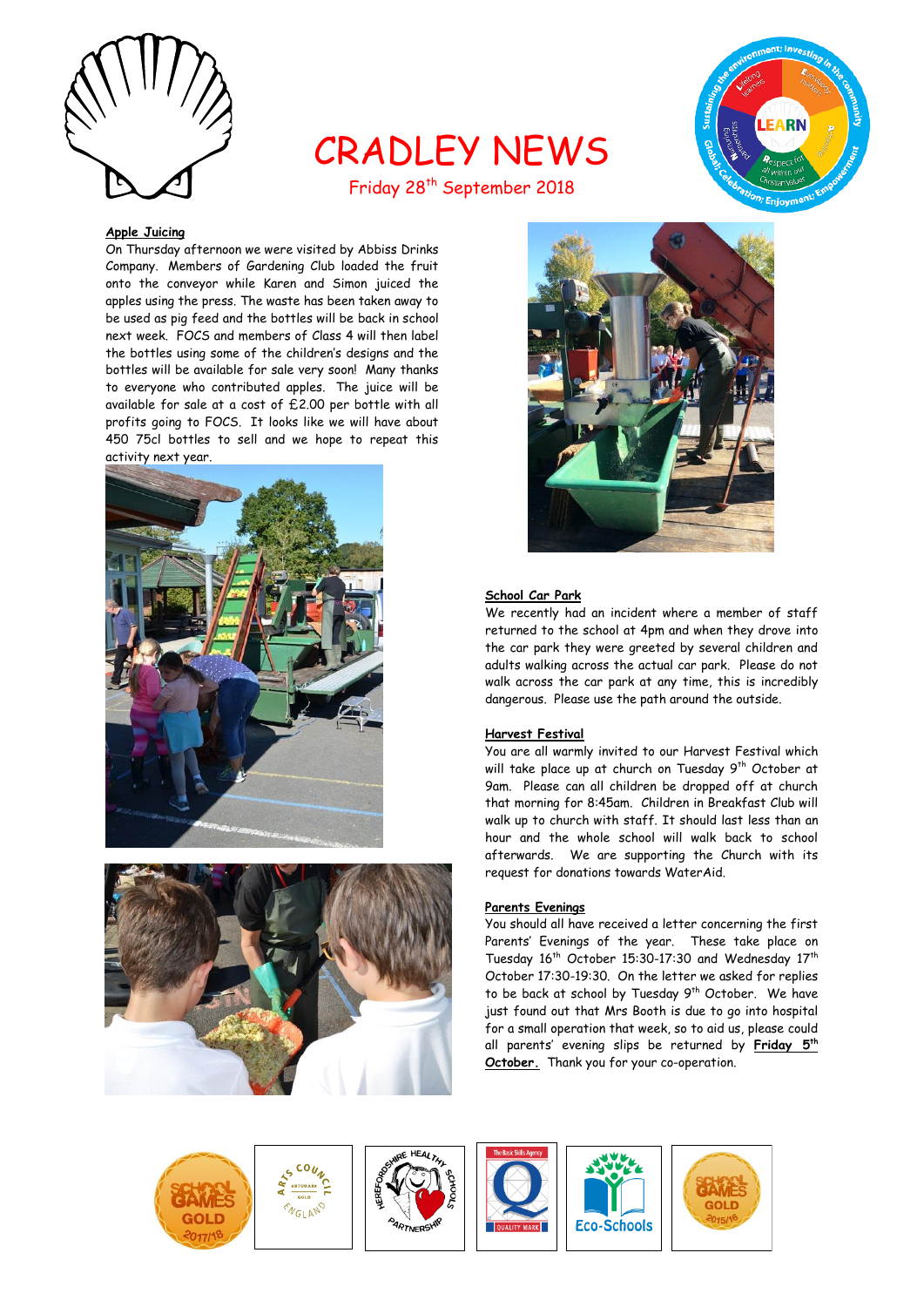# CRADLEY NEWS

Friday 28th September 2018

## Apple Juicing

On Thursday afternoon we were visited by Abbiss Drinks Company. Members of Gardening Club loaded the fruit onto the conveyor while Karen and Simon juiced the apples using the press. The waste has been taken away to be used as pig feed and the bottles will be back in school next week. FOCS and members of Class 4 will then label the bottles using some of the children's designs and the bottles will be available for sale very soon! Many thanks to everyone who contributed apples. The juice will be available for sale at a cost of £2.00 per bottle with all profits going to FOCS. It looks like we will have about 450 75cl bottles to sell and we hope to repeat this activity next year.

## School Car Park

We recently had an incident where a member of staff returned to the school at 4pm and when they drove into the car park they were greeted by several children and adults walking across the actual car park. Please do not walk across the car park at any time, this is incredibly dangerous. Please use the path around the outside.

## Harvest Festival

You are all warmly invited to our Harvest Festival which will take place up at church on Tuesday 9th October at 9am. Please can all children be dropped off at church that morning for 8:45am. Children in Breakfast Club will walk up to church with staff. It should last less than an hour and the whole school will walk back to school afterwards. We are supporting the Church with its request for donations towards WaterAid.

## Parents Evenings

You should all have received a letter concerning the first Parents' Evenings of the year. These take place on Tuesday 16th October 15:30-17:30 and Wednesday 17th October 17:30-19:30. On the letter we asked for replies to be back at school by Tuesday 9th October. We have just found out that Mrs Booth is due to go into hospital for a small operation that week, so to aid us, please could all parents' evening slips be returned by **Friday 5th October.** Thank you for your co-operation.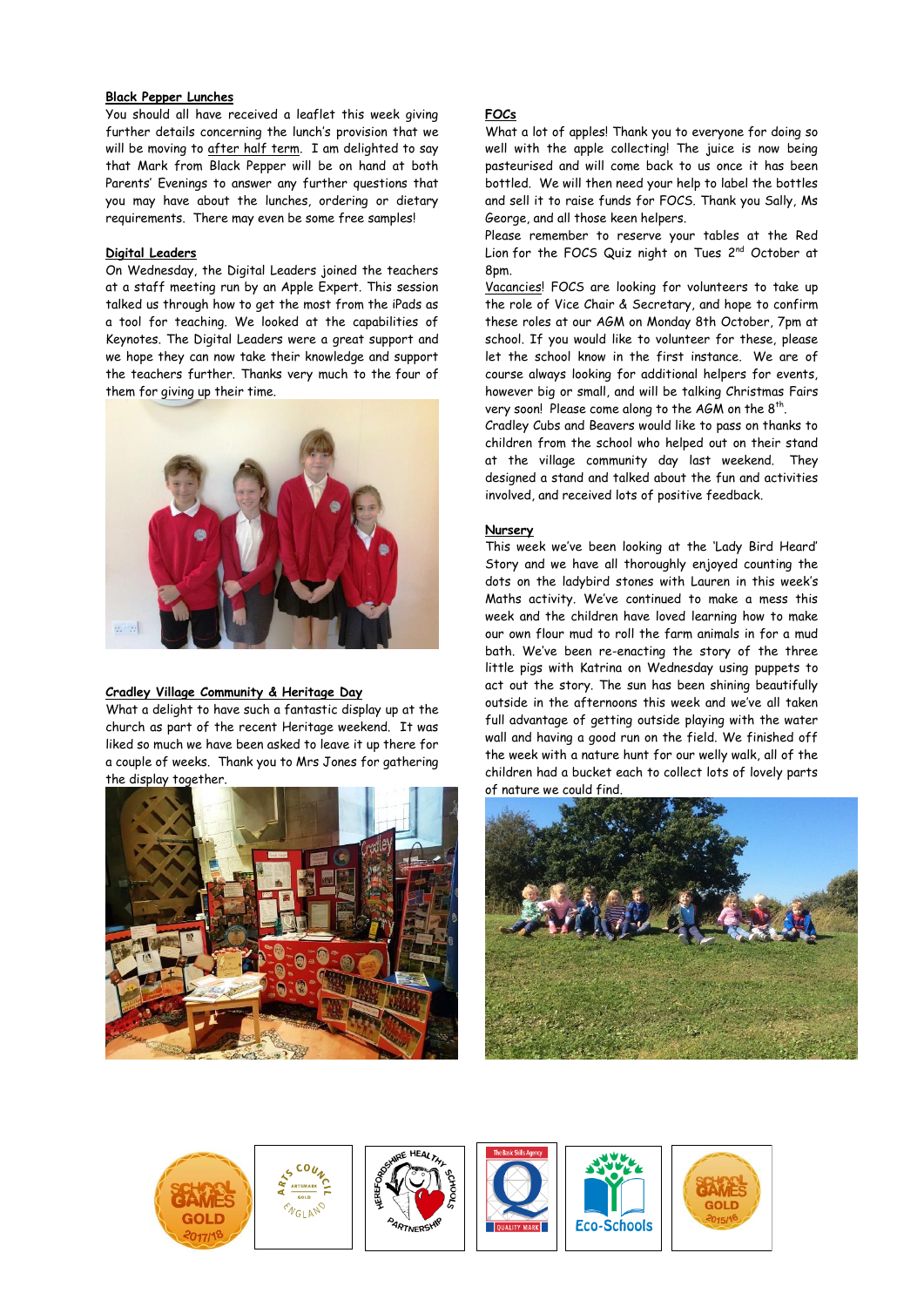## Black Pepper Lunches

You should all have received a leaflet this week giving further details concerning the lunch's provision that we will be moving to after half term. I am delighted to say that Mark from Black Pepper will be on hand at both Parents' Evenings to answer any further questions that you may have about the lunches, ordering or dietary requirements. There may even be some free samples!

## Digital Leaders

On Wednesday, the Digital Leaders joined the teachers at a staff meeting run by an Apple Expert. This session talked us through how to get the most from the iPads as a tool for teaching. We looked at the capabilities of Keynotes. The Digital Leaders were a great support and we hope they can now take their knowledge and support the teachers further. Thanks very much to the four of them for giving up their time.

## Cradley Village Community & Heritage Day

What a delight to have such a fantastic display up at the church as part of the recent Heritage weekend. It was liked so much we have been asked to leave it up there for a couple of weeks. Thank you to Mrs Jones for gathering the display together.

## FOCs

What a lot of apples! Thank you to everyone for doing so well with the apple collecting! The juice is now being pasteurised and will come back to us once it has been bottled. We will then need your help to label the bottles and sell it to raise funds for FOCS. Thank you Sally, Ms George, and all those keen helpers.

Please remember to reserve your tables at the Red Lion for the FOCS Quiz night on Tues 2nd October at 8pm.

Vacancies! FOCS are looking for volunteers to take up the role of Vice Chair & Secretary, and hope to confirm these roles at our AGM on Monday 8th October, 7pm at school. If you would like to volunteer for these, please let the school know in the first instance. We are of course always looking for additional helpers for events, however big or small, and will be talking Christmas Fairs very soon! Please come along to the AGM on the 8th.

Cradley Cubs and Beavers would like to pass on thanks to children from the school who helped out on their stand at the village community day last weekend. They designed a stand and talked about the fun and activities involved, and received lots of positive feedback.

## Nursery

This week we've been looking at the 'Lady Bird Heard' Story and we have all thoroughly enjoyed counting the dots on the ladybird stones with Lauren in this week's Maths activity. We've continued to make a mess this week and the children have loved learning how to make our own flour mud to roll the farm animals in for a mud bath. We've been re-enacting the story of the three little pigs with Katrina on Wednesday using puppets to act out the story. The sun has been shining beautifully outside in the afternoons this week and we've all taken full advantage of getting outside playing with the water wall and having a good run on the field. We finished off the week with a nature hunt for our welly walk, all of the children had a bucket each to collect lots of lovely parts of nature we could find.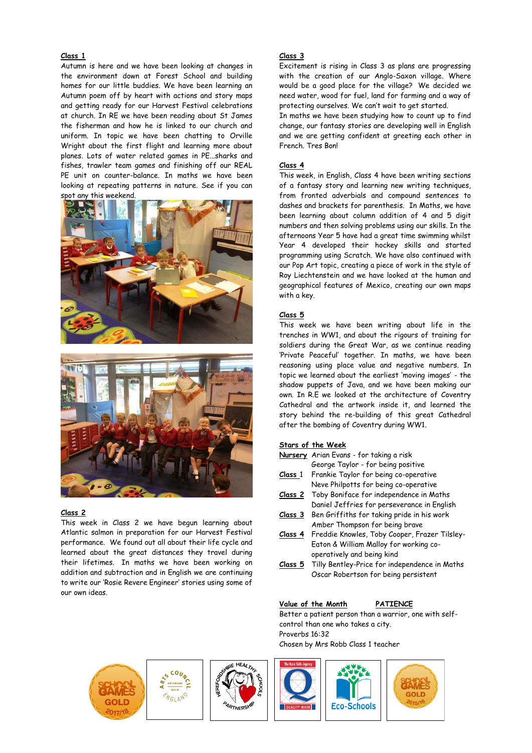## Class 1

Autumn is here and we have been looking at changes in the environment down at Forest School and building homes for our little buddies. We have been learning an Autumn poem off by heart with actions and story maps and getting ready for our Harvest Festival celebrations at church. In RE we have been reading about St James the fisherman and how he is linked to our church and uniform. In topic we have been chatting to Orville Wright about the first flight and learning more about planes. Lots of water related games in PE...sharks and fishes, trawler team games and finishing off our REAL PE unit on counter-balance. In maths we have been looking at repeating patterns in nature. See if you can spot any this weekend.

## Class 2

This week in Class 2 we have begun learning about Atlantic salmon in preparation for our Harvest Festival performance. We found out all about their life cycle and learned about the great distances they travel during their lifetimes. In maths we have been working on addition and subtraction and in English we are continuing to write our 'Rosie Revere Engineer' stories using some of our own ideas.

## Class 3

Excitement is rising in Class 3 as plans are progressing with the creation of our Anglo-Saxon village. Where would be a good place for the village? We decided we need water, wood for fuel, land for farming and a way of protecting ourselves. We can't wait to get started.

In maths we have been studying how to count up to find change, our fantasy stories are developing well in English and we are getting confident at greeting each other in French. Tres Bon!

## Class 4

This week, in English, Class 4 have been writing sections of a fantasy story and learning new writing techniques, from fronted adverbials and compound sentences to dashes and brackets for parenthesis. In Maths, we have been learning about column addition of 4 and 5 digit numbers and then solving problems using our skills. In the afternoons Year 5 have had a great time swimming whilst Year 4 developed their hockey skills and started programming using Scratch. We have also continued with our Pop Art topic, creating a piece of work in the style of Roy Liechtenstein and we have looked at the human and geographical features of Mexico, creating our own maps with a key.

## Class 5

This week we have been writing about life in the trenches in WW1, and about the rigours of training for soldiers during the Great War, as we continue reading 'Private Peaceful' together. In maths, we have been reasoning using place value and negative numbers. In topic we learned about the earliest 'moving images' - the shadow puppets of Java, and we have been making our own. In R.E we looked at the architecture of Coventry Cathedral and the artwork inside it, and learned the story behind the re-building of this great Cathedral after the bombing of Coventry during WW1.

## Stars of the Week

**Nursery** Arian Evans - for taking a risk
George Taylor - for being positive

**Class 1** Frankie Taylor for being co-operative
Neve Philpotts for being co-operative

**Class 2** Toby Boniface for independence in Maths
Daniel Jeffries for perseverance in English

**Class 3** Ben Griffiths for taking pride in his work
Amber Thompson for being brave

**Class 4** Freddie Knowles, Toby Cooper, Frazer Tilsley-Eaton & William Malloy for working co-operatively and being kind

**Class 5** Tilly Bentley-Price for independence in Maths
Oscar Robertson for being persistent

## Value of the Month — PATIENCE

Better a patient person than a warrior, one with self-control than one who takes a city.
Proverbs 16:32
Chosen by Mrs Robb Class 1 teacher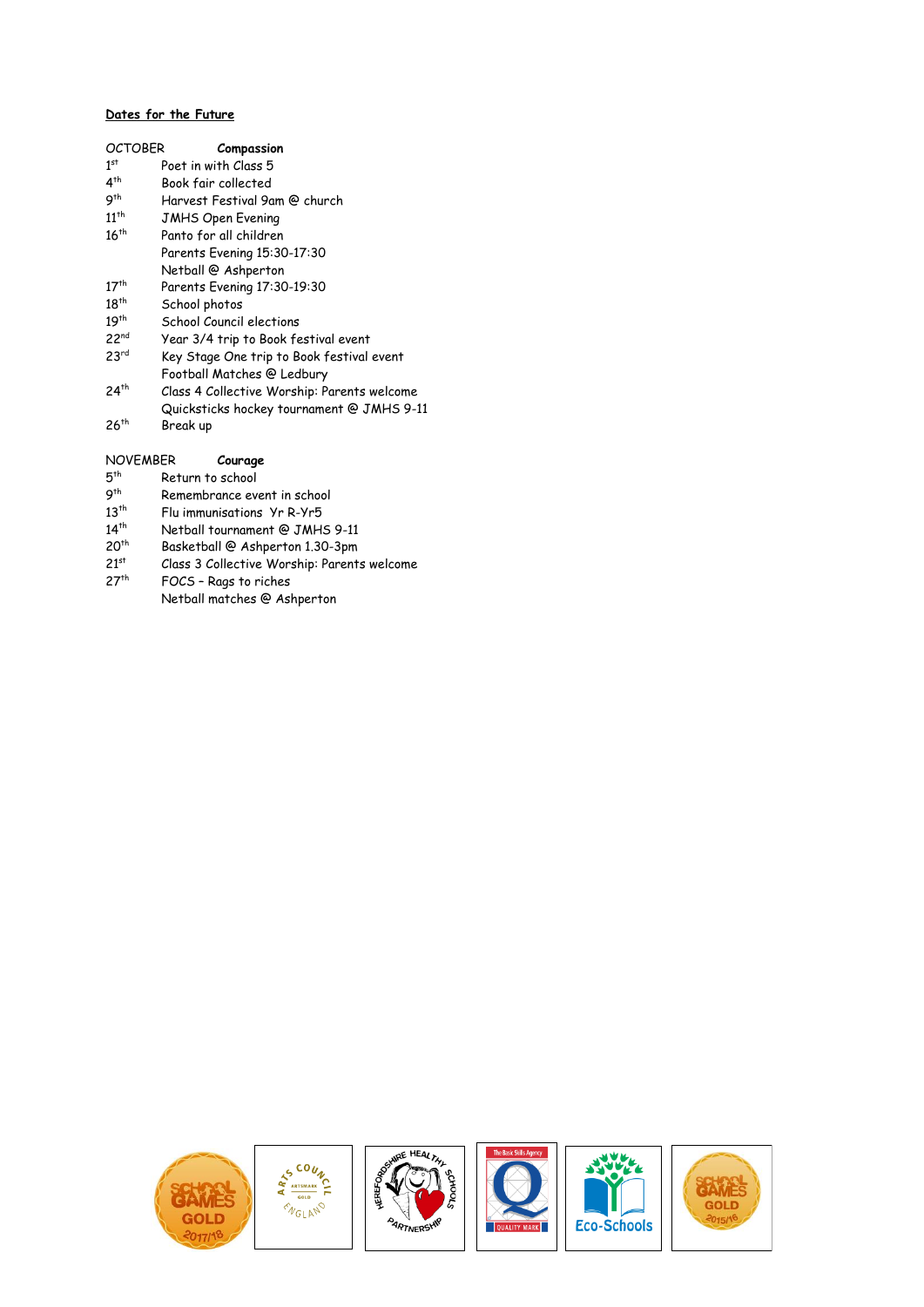## Dates for the Future

OCTOBER **Compassion**

| | |
|---|---|
| 1st | Poet in with Class 5 |
| 4th | Book fair collected |
| 9th | Harvest Festival 9am @ church |
| 11th | JMHS Open Evening |
| 16th | Panto for all children |
| | Parents Evening 15:30-17:30 |
| | Netball @ Ashperton |
| 17th | Parents Evening 17:30-19:30 |
| 18th | School photos |
| 19th | School Council elections |
| 22nd | Year 3/4 trip to Book festival event |
| 23rd | Key Stage One trip to Book festival event |
| | Football Matches @ Ledbury |
| 24th | Class 4 Collective Worship: Parents welcome |
| | Quicksticks hockey tournament @ JMHS 9-11 |
| 26th | Break up |

NOVEMBER **Courage**

| | |
|---|---|
| 5th | Return to school |
| 9th | Remembrance event in school |
| 13th | Flu immunisations Yr R-Yr5 |
| 14th | Netball tournament @ JMHS 9-11 |
| 20th | Basketball @ Ashperton 1.30-3pm |
| 21st | Class 3 Collective Worship: Parents welcome |
| 27th | FOCS – Rags to riches |
| | Netball matches @ Ashperton |